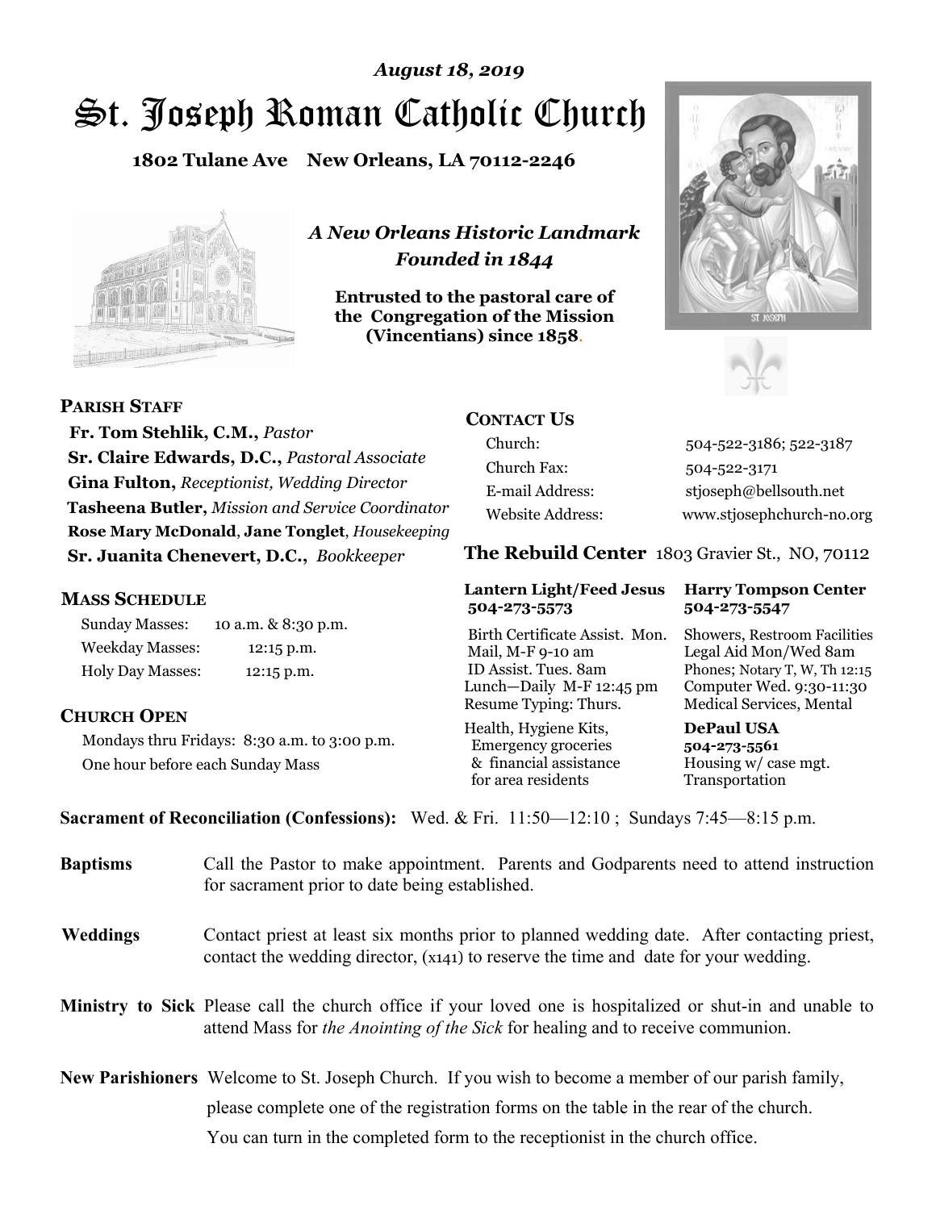*August 18, 2019*

# St. Joseph Roman Catholic Church

**1802 Tulane Ave New Orleans, LA 70112-2246**

*A New Orleans Historic Landmark*
*Founded in 1844*

**Entrusted to the pastoral care of the Congregation of the Mission (Vincentians) since 1858.**

## PARISH STAFF

**Fr. Tom Stehlik, C.M.,** *Pastor*
**Sr. Claire Edwards, D.C.,** *Pastoral Associate*
**Gina Fulton,** *Receptionist, Wedding Director*
**Tasheena Butler,** *Mission and Service Coordinator*
**Rose Mary McDonald**, **Jane Tonglet**, *Housekeeping*
**Sr. Juanita Chenevert, D.C.,** *Bookkeeper*

## MASS SCHEDULE

| | |
|---|---|
| Sunday Masses: | 10 a.m. & 8:30 p.m. |
| Weekday Masses: | 12:15 p.m. |
| Holy Day Masses: | 12:15 p.m. |

## CHURCH OPEN

Mondays thru Fridays: 8:30 a.m. to 3:00 p.m.
One hour before each Sunday Mass

## CONTACT US

| | |
|---|---|
| Church: | 504-522-3186; 522-3187 |
| Church Fax: | 504-522-3171 |
| E-mail Address: | stjoseph@bellsouth.net |
| Website Address: | www.stjosephchurch-no.org |

## The Rebuild Center 1803 Gravier St., NO, 70112

**Lantern Light/Feed Jesus 504-273-5573**

Birth Certificate Assist. Mon.
Mail, M-F 9-10 am
ID Assist. Tues. 8am
Lunch—Daily M-F 12:45 pm
Resume Typing: Thurs.

Health, Hygiene Kits, Emergency groceries & financial assistance for area residents

**Harry Tompson Center 504-273-5547**

Showers, Restroom Facilities
Legal Aid Mon/Wed 8am
Phones; Notary T, W, Th 12:15
Computer Wed. 9:30-11:30
Medical Services, Mental

**DePaul USA 504-273-5561**

Housing w/ case mgt.
Transportation

**Sacrament of Reconciliation (Confessions):** Wed. & Fri. 11:50—12:10 ; Sundays 7:45—8:15 p.m.

**Baptisms** Call the Pastor to make appointment. Parents and Godparents need to attend instruction for sacrament prior to date being established.

**Weddings** Contact priest at least six months prior to planned wedding date. After contacting priest, contact the wedding director, (x141) to reserve the time and date for your wedding.

**Ministry to Sick** Please call the church office if your loved one is hospitalized or shut-in and unable to attend Mass for *the Anointing of the Sick* for healing and to receive communion.

**New Parishioners** Welcome to St. Joseph Church. If you wish to become a member of our parish family, please complete one of the registration forms on the table in the rear of the church. You can turn in the completed form to the receptionist in the church office.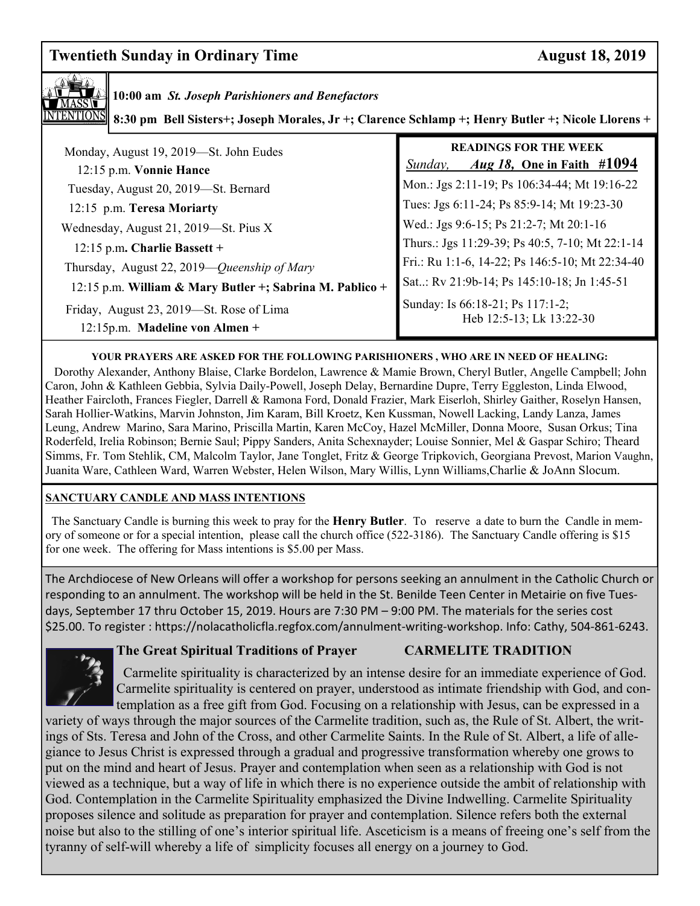## Twentieth Sunday in Ordinary Time — August 18, 2019

**MASS INTENTIONS**

**10:00 am** ***St. Joseph Parishioners and Benefactors***

**8:30 pm Bell Sisters+; Joseph Morales, Jr +; Clarence Schlamp +; Henry Butler +; Nicole Llorens +**

Monday, August 19, 2019—St. John Eudes
12:15 p.m. **Vonnie Hance**

Tuesday, August 20, 2019—St. Bernard
12:15 p.m. **Teresa Moriarty**

Wednesday, August 21, 2019—St. Pius X
12:15 p.m**. Charlie Bassett +**

Thursday, August 22, 2019—*Queenship of Mary*
12:15 p.m. **William & Mary Butler +; Sabrina M. Pablico +**

Friday, August 23, 2019—St. Rose of Lima
12:15p.m. **Madeline von Almen +**

**READINGS FOR THE WEEK**

*Sunday,* ***Aug 18,*** **One in Faith #1094**

Mon.: Jgs 2:11-19; Ps 106:34-44; Mt 19:16-22

Tues: Jgs 6:11-24; Ps 85:9-14; Mt 19:23-30

Wed.: Jgs 9:6-15; Ps 21:2-7; Mt 20:1-16

Thurs.: Jgs 11:29-39; Ps 40:5, 7-10; Mt 22:1-14

Fri.: Ru 1:1-6, 14-22; Ps 146:5-10; Mt 22:34-40

Sat..: Rv 21:9b-14; Ps 145:10-18; Jn 1:45-51

Sunday: Is 66:18-21; Ps 117:1-2; Heb 12:5-13; Lk 13:22-30

**YOUR PRAYERS ARE ASKED FOR THE FOLLOWING PARISHIONERS , WHO ARE IN NEED OF HEALING:**

Dorothy Alexander, Anthony Blaise, Clarke Bordelon, Lawrence & Mamie Brown, Cheryl Butler, Angelle Campbell; John Caron, John & Kathleen Gebbia, Sylvia Daily-Powell, Joseph Delay, Bernardine Dupre, Terry Eggleston, Linda Elwood, Heather Faircloth, Frances Fiegler, Darrell & Ramona Ford, Donald Frazier, Mark Eiserloh, Shirley Gaither, Roselyn Hansen, Sarah Hollier-Watkins, Marvin Johnston, Jim Karam, Bill Kroetz, Ken Kussman, Nowell Lacking, Landy Lanza, James Leung, Andrew Marino, Sara Marino, Priscilla Martin, Karen McCoy, Hazel McMiller, Donna Moore, Susan Orkus; Tina Roderfeld, Irelia Robinson; Bernie Saul; Pippy Sanders, Anita Schexnayder; Louise Sonnier, Mel & Gaspar Schiro; Theard Simms, Fr. Tom Stehlik, CM, Malcolm Taylor, Jane Tonglet, Fritz & George Tripkovich, Georgiana Prevost, Marion Vaughn, Juanita Ware, Cathleen Ward, Warren Webster, Helen Wilson, Mary Willis, Lynn Williams,Charlie & JoAnn Slocum.

**SANCTUARY CANDLE AND MASS INTENTIONS**

The Sanctuary Candle is burning this week to pray for the **Henry Butler**. To reserve a date to burn the Candle in memory of someone or for a special intention, please call the church office (522-3186). The Sanctuary Candle offering is $15 for one week. The offering for Mass intentions is $5.00 per Mass.

The Archdiocese of New Orleans will offer a workshop for persons seeking an annulment in the Catholic Church or responding to an annulment. The workshop will be held in the St. Benilde Teen Center in Metairie on five Tuesdays, September 17 thru October 15, 2019. Hours are 7:30 PM – 9:00 PM. The materials for the series cost $25.00. To register : https://nolacatholicfla.regfox.com/annulment-writing-workshop. Info: Cathy, 504-861-6243.

### The Great Spiritual Traditions of Prayer — CARMELITE TRADITION

Carmelite spirituality is characterized by an intense desire for an immediate experience of God. Carmelite spirituality is centered on prayer, understood as intimate friendship with God, and contemplation as a free gift from God. Focusing on a relationship with Jesus, can be expressed in a variety of ways through the major sources of the Carmelite tradition, such as, the Rule of St. Albert, the writings of Sts. Teresa and John of the Cross, and other Carmelite Saints. In the Rule of St. Albert, a life of allegiance to Jesus Christ is expressed through a gradual and progressive transformation whereby one grows to put on the mind and heart of Jesus. Prayer and contemplation when seen as a relationship with God is not viewed as a technique, but a way of life in which there is no experience outside the ambit of relationship with God. Contemplation in the Carmelite Spirituality emphasized the Divine Indwelling. Carmelite Spirituality proposes silence and solitude as preparation for prayer and contemplation. Silence refers both the external noise but also to the stilling of one's interior spiritual life. Asceticism is a means of freeing one's self from the tyranny of self-will whereby a life of simplicity focuses all energy on a journey to God.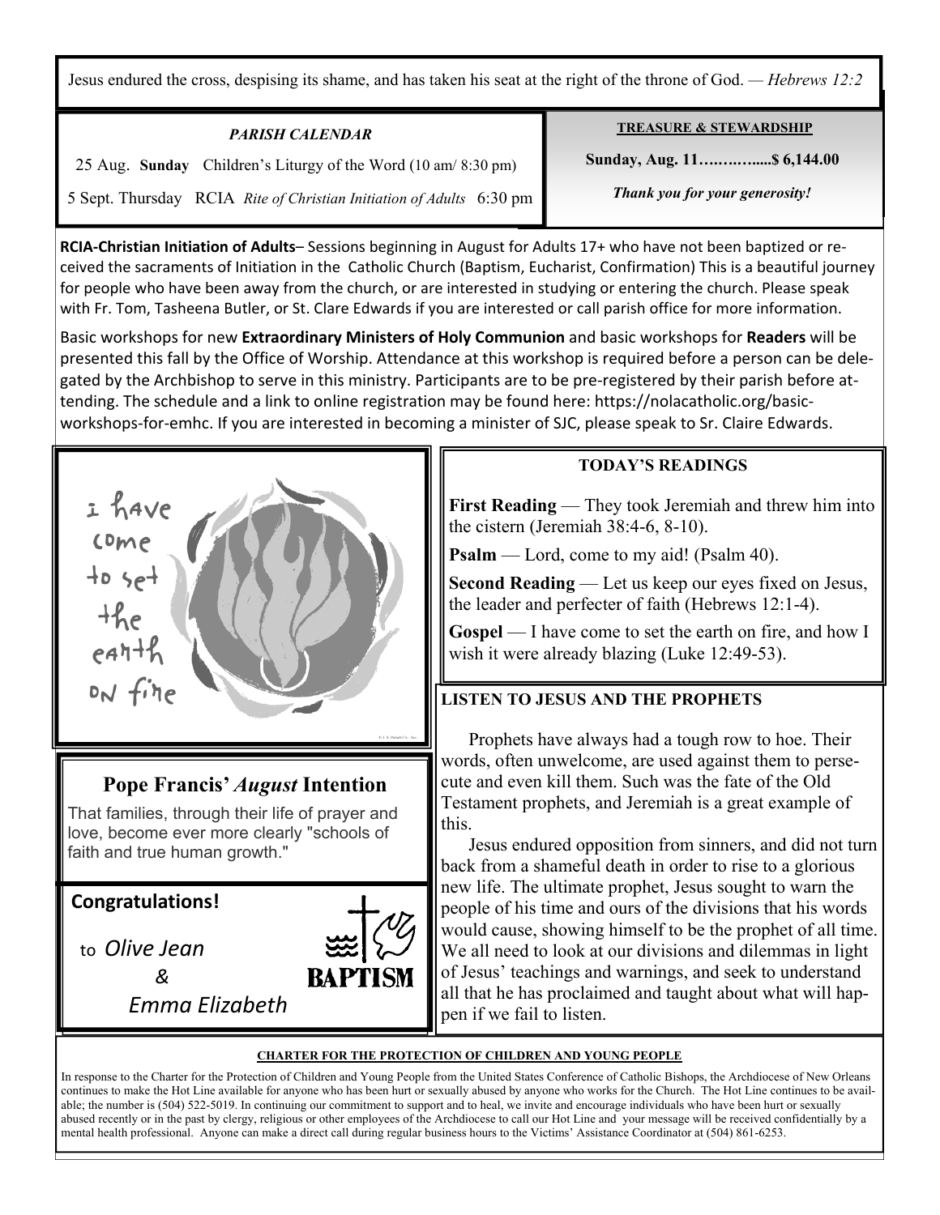Jesus endured the cross, despising its shame, and has taken his seat at the right of the throne of God. — *Hebrews 12:2*

### *PARISH CALENDAR*

25 Aug. **Sunday** Children's Liturgy of the Word (10 am/ 8:30 pm)

5 Sept. Thursday RCIA *Rite of Christian Initiation of Adults* 6:30 pm

### TREASURE & STEWARDSHIP

**Sunday, Aug. 11……….....$ 6,144.00**

***Thank you for your generosity!***

**RCIA-Christian Initiation of Adults**– Sessions beginning in August for Adults 17+ who have not been baptized or received the sacraments of Initiation in the Catholic Church (Baptism, Eucharist, Confirmation) This is a beautiful journey for people who have been away from the church, or are interested in studying or entering the church. Please speak with Fr. Tom, Tasheena Butler, or St. Clare Edwards if you are interested or call parish office for more information.

Basic workshops for new **Extraordinary Ministers of Holy Communion** and basic workshops for **Readers** will be presented this fall by the Office of Worship. Attendance at this workshop is required before a person can be delegated by the Archbishop to serve in this ministry. Participants are to be pre-registered by their parish before attending. The schedule and a link to online registration may be found here: https://nolacatholic.org/basic-workshops-for-emhc. If you are interested in becoming a minister of SJC, please speak to Sr. Claire Edwards.

i have come to set the earth on fire

## Pope Francis' *August* Intention

That families, through their life of prayer and love, become ever more clearly "schools of faith and true human growth."

**Congratulations!**

to *Olive Jean*

*&*

*Emma Elizabeth*

BAPTISM

### TODAY'S READINGS

**First Reading** — They took Jeremiah and threw him into the cistern (Jeremiah 38:4-6, 8-10).

**Psalm** — Lord, come to my aid! (Psalm 40).

**Second Reading** — Let us keep our eyes fixed on Jesus, the leader and perfecter of faith (Hebrews 12:1-4).

**Gospel** — I have come to set the earth on fire, and how I wish it were already blazing (Luke 12:49-53).

### LISTEN TO JESUS AND THE PROPHETS

Prophets have always had a tough row to hoe. Their words, often unwelcome, are used against them to persecute and even kill them. Such was the fate of the Old Testament prophets, and Jeremiah is a great example of this.

Jesus endured opposition from sinners, and did not turn back from a shameful death in order to rise to a glorious new life. The ultimate prophet, Jesus sought to warn the people of his time and ours of the divisions that his words would cause, showing himself to be the prophet of all time. We all need to look at our divisions and dilemmas in light of Jesus' teachings and warnings, and seek to understand all that he has proclaimed and taught about what will happen if we fail to listen.

### CHARTER FOR THE PROTECTION OF CHILDREN AND YOUNG PEOPLE

In response to the Charter for the Protection of Children and Young People from the United States Conference of Catholic Bishops, the Archdiocese of New Orleans continues to make the Hot Line available for anyone who has been hurt or sexually abused by anyone who works for the Church. The Hot Line continues to be available; the number is (504) 522-5019. In continuing our commitment to support and to heal, we invite and encourage individuals who have been hurt or sexually abused recently or in the past by clergy, religious or other employees of the Archdiocese to call our Hot Line and your message will be received confidentially by a mental health professional. Anyone can make a direct call during regular business hours to the Victims' Assistance Coordinator at (504) 861-6253.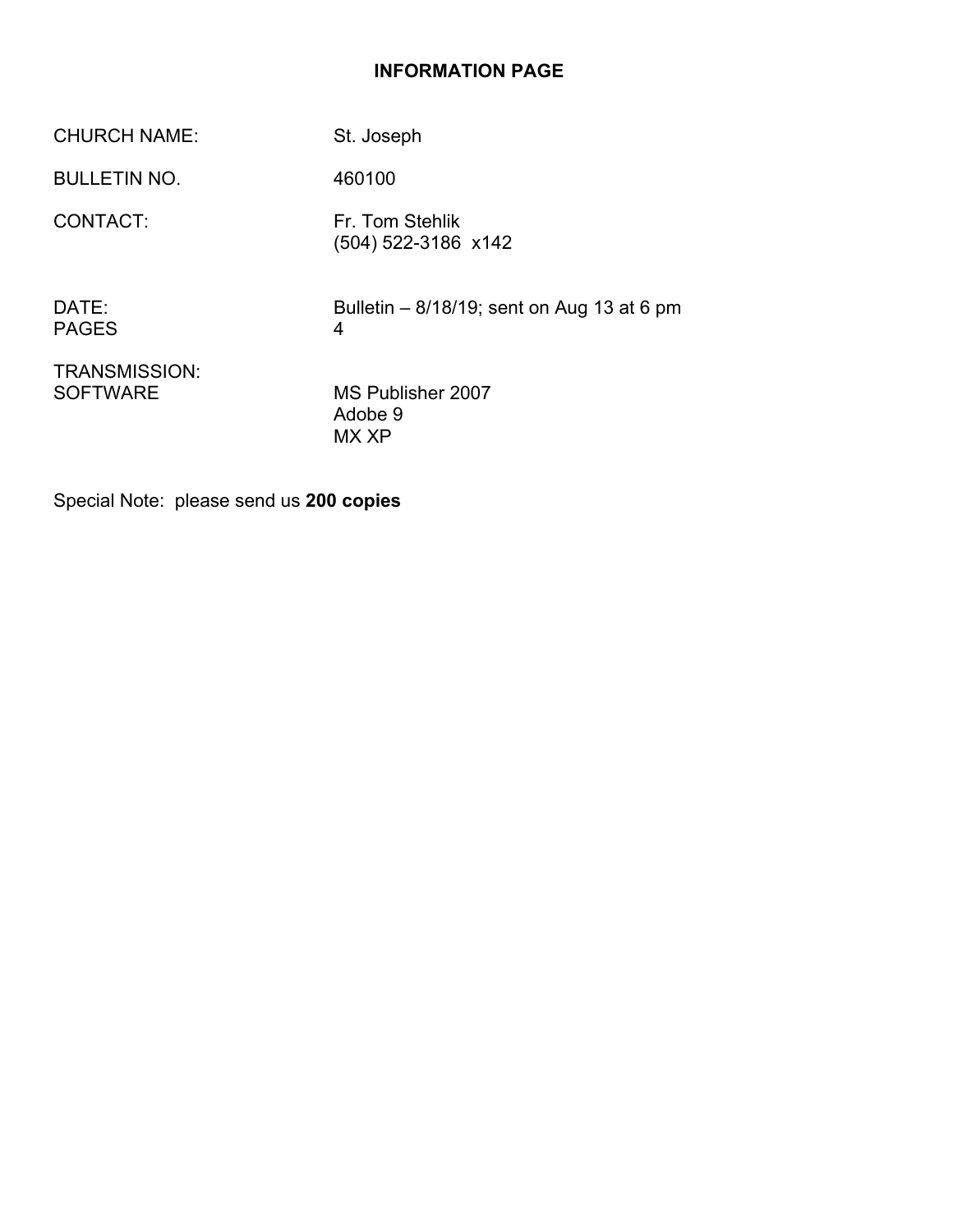# INFORMATION PAGE

| | |
|---|---|
| CHURCH NAME: | St. Joseph |
| BULLETIN NO. | 460100 |
| CONTACT: | Fr. Tom Stehlik<br>(504) 522-3186 x142 |
| DATE:<br>PAGES | Bulletin – 8/18/19; sent on Aug 13 at 6 pm<br>4 |
| TRANSMISSION:<br>SOFTWARE | MS Publisher 2007<br>Adobe 9<br>MX XP |

Special Note: please send us **200 copies**